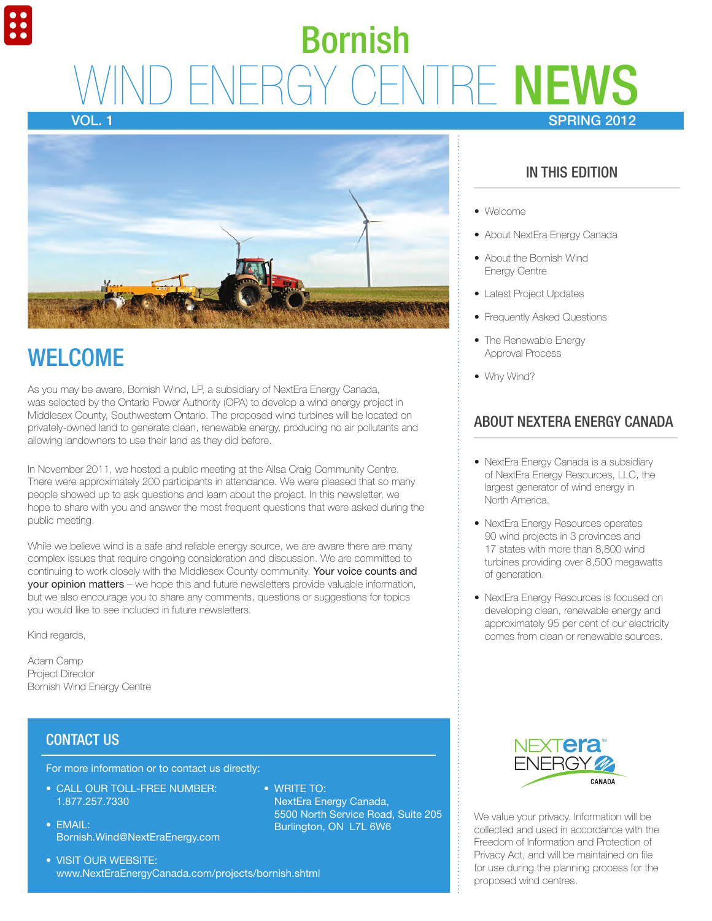# Bornish WIND ENERGY CENTRE NEWS

VOL. 1 SPRING 2012

## WELCOME

As you may be aware, Bornish Wind, LP, a subsidiary of NextEra Energy Canada, was selected by the Ontario Power Authority (OPA) to develop a wind energy project in Middlesex County, Southwestern Ontario. The proposed wind turbines will be located on privately-owned land to generate clean, renewable energy, producing no air pollutants and allowing landowners to use their land as they did before.

In November 2011, we hosted a public meeting at the Ailsa Craig Community Centre. There were approximately 200 participants in attendance. We were pleased that so many people showed up to ask questions and learn about the project. In this newsletter, we hope to share with you and answer the most frequent questions that were asked during the public meeting.

While we believe wind is a safe and reliable energy source, we are aware there are many complex issues that require ongoing consideration and discussion. We are committed to continuing to work closely with the Middlesex County community. Your voice counts and your opinion matters – we hope this and future newsletters provide valuable information, but we also encourage you to share any comments, questions or suggestions for topics you would like to see included in future newsletters.

Kind regards,

Adam Camp
Project Director
Bornish Wind Energy Centre

## CONTACT US

For more information or to contact us directly:

- CALL OUR TOLL-FREE NUMBER: 1.877.257.7330
- EMAIL: Bornish.Wind@NextEraEnergy.com
- VISIT OUR WEBSITE: www.NextEraEnergyCanada.com/projects/bornish.shtml
- WRITE TO: NextEra Energy Canada, 5500 North Service Road, Suite 205 Burlington, ON L7L 6W6

## IN THIS EDITION

- Welcome
- About NextEra Energy Canada
- About the Bornish Wind Energy Centre
- Latest Project Updates
- Frequently Asked Questions
- The Renewable Energy Approval Process
- Why Wind?

## ABOUT NEXTERA ENERGY CANADA

- NextEra Energy Canada is a subsidiary of NextEra Energy Resources, LLC, the largest generator of wind energy in North America.
- NextEra Energy Resources operates 90 wind projects in 3 provinces and 17 states with more than 8,800 wind turbines providing over 8,500 megawatts of generation.
- NextEra Energy Resources is focused on developing clean, renewable energy and approximately 95 per cent of our electricity comes from clean or renewable sources.

NEXTera ENERGY CANADA

We value your privacy. Information will be collected and used in accordance with the Freedom of Information and Protection of Privacy Act, and will be maintained on file for use during the planning process for the proposed wind centres.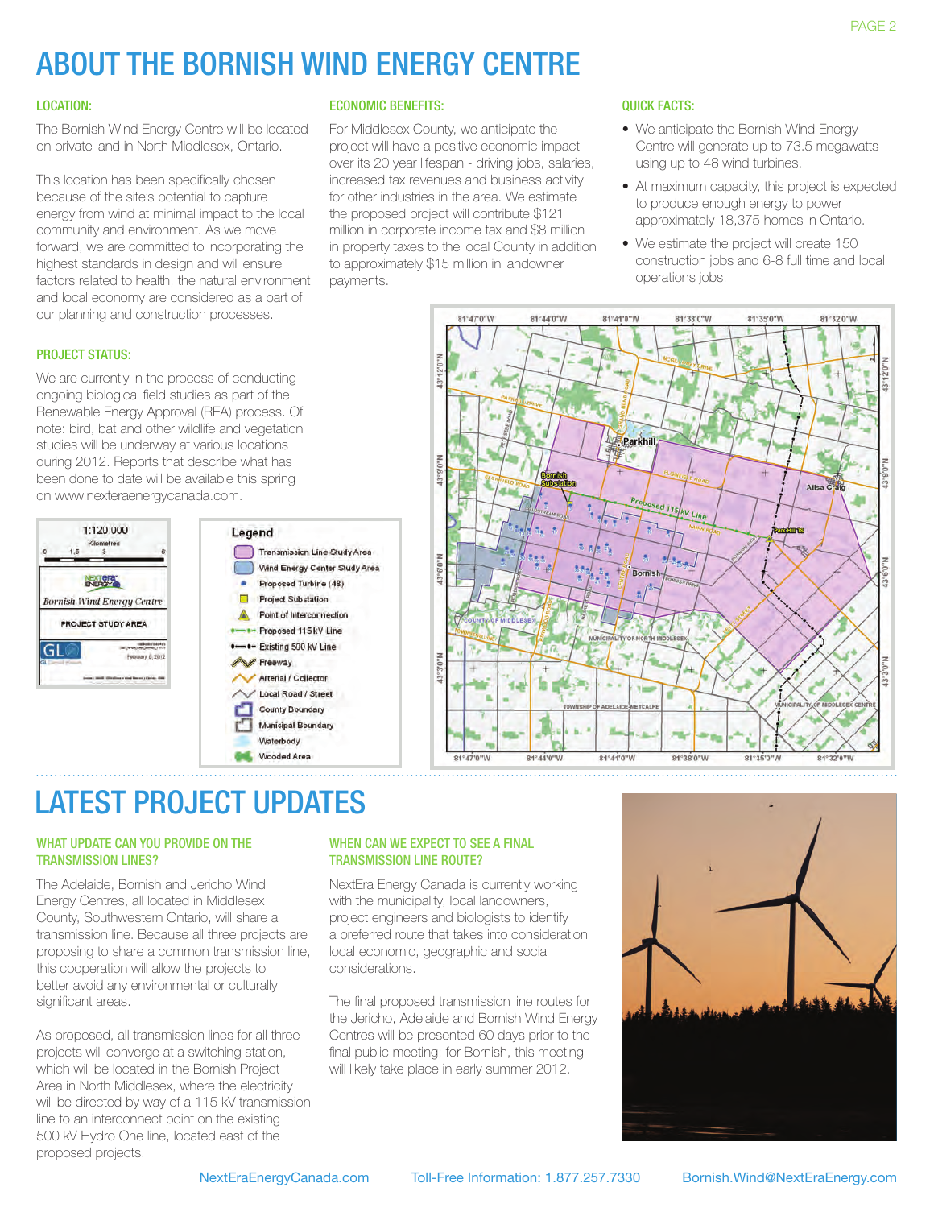# ABOUT THE BORNISH WIND ENERGY CENTRE

### LOCATION:

The Bornish Wind Energy Centre will be located on private land in North Middlesex, Ontario.

This location has been specifically chosen because of the site's potential to capture energy from wind at minimal impact to the local community and environment. As we move forward, we are committed to incorporating the highest standards in design and will ensure factors related to health, the natural environment and local economy are considered as a part of our planning and construction processes.

### PROJECT STATUS:

We are currently in the process of conducting ongoing biological field studies as part of the Renewable Energy Approval (REA) process. Of note: bird, bat and other wildlife and vegetation studies will be underway at various locations during 2012. Reports that describe what has been done to date will be available this spring on www.nexteraenergycanada.com.

### ECONOMIC BENEFITS:

For Middlesex County, we anticipate the project will have a positive economic impact over its 20 year lifespan - driving jobs, salaries, increased tax revenues and business activity for other industries in the area. We estimate the proposed project will contribute $121 million in corporate income tax and $8 million in property taxes to the local County in addition to approximately $15 million in landowner payments.

### QUICK FACTS:

- We anticipate the Bornish Wind Energy Centre will generate up to 73.5 megawatts using up to 48 wind turbines.
- At maximum capacity, this project is expected to produce enough energy to power approximately 18,375 homes in Ontario.
- We estimate the project will create 150 construction jobs and 6-8 full time and local operations jobs.

1:120 000
Kilometres
0 1.5 3 6

Bornish Wind Energy Centre

PROJECT STUDY AREA

February 8, 2012

**Legend**

- Transmission Line Study Area
- Wind Energy Center Study Area
- Proposed Turbine (48)
- Project Substation
- Point of Interconnection
- Proposed 115 kV Line
- Existing 500 kV Line
- Freeway
- Arterial / Collector
- Local Road / Street
- County Boundary
- Municipal Boundary
- Waterbody
- Wooded Area

# LATEST PROJECT UPDATES

### WHAT UPDATE CAN YOU PROVIDE ON THE TRANSMISSION LINES?

The Adelaide, Bornish and Jericho Wind Energy Centres, all located in Middlesex County, Southwestern Ontario, will share a transmission line. Because all three projects are proposing to share a common transmission line, this cooperation will allow the projects to better avoid any environmental or culturally significant areas.

As proposed, all transmission lines for all three projects will converge at a switching station, which will be located in the Bornish Project Area in North Middlesex, where the electricity will be directed by way of a 115 kV transmission line to an interconnect point on the existing 500 kV Hydro One line, located east of the proposed projects.

### WHEN CAN WE EXPECT TO SEE A FINAL TRANSMISSION LINE ROUTE?

NextEra Energy Canada is currently working with the municipality, local landowners, project engineers and biologists to identify a preferred route that takes into consideration local economic, geographic and social considerations.

The final proposed transmission line routes for the Jericho, Adelaide and Bornish Wind Energy Centres will be presented 60 days prior to the final public meeting; for Bornish, this meeting will likely take place in early summer 2012.

NextEraEnergyCanada.com  Toll-Free Information: 1.877.257.7330  Bornish.Wind@NextEraEnergy.com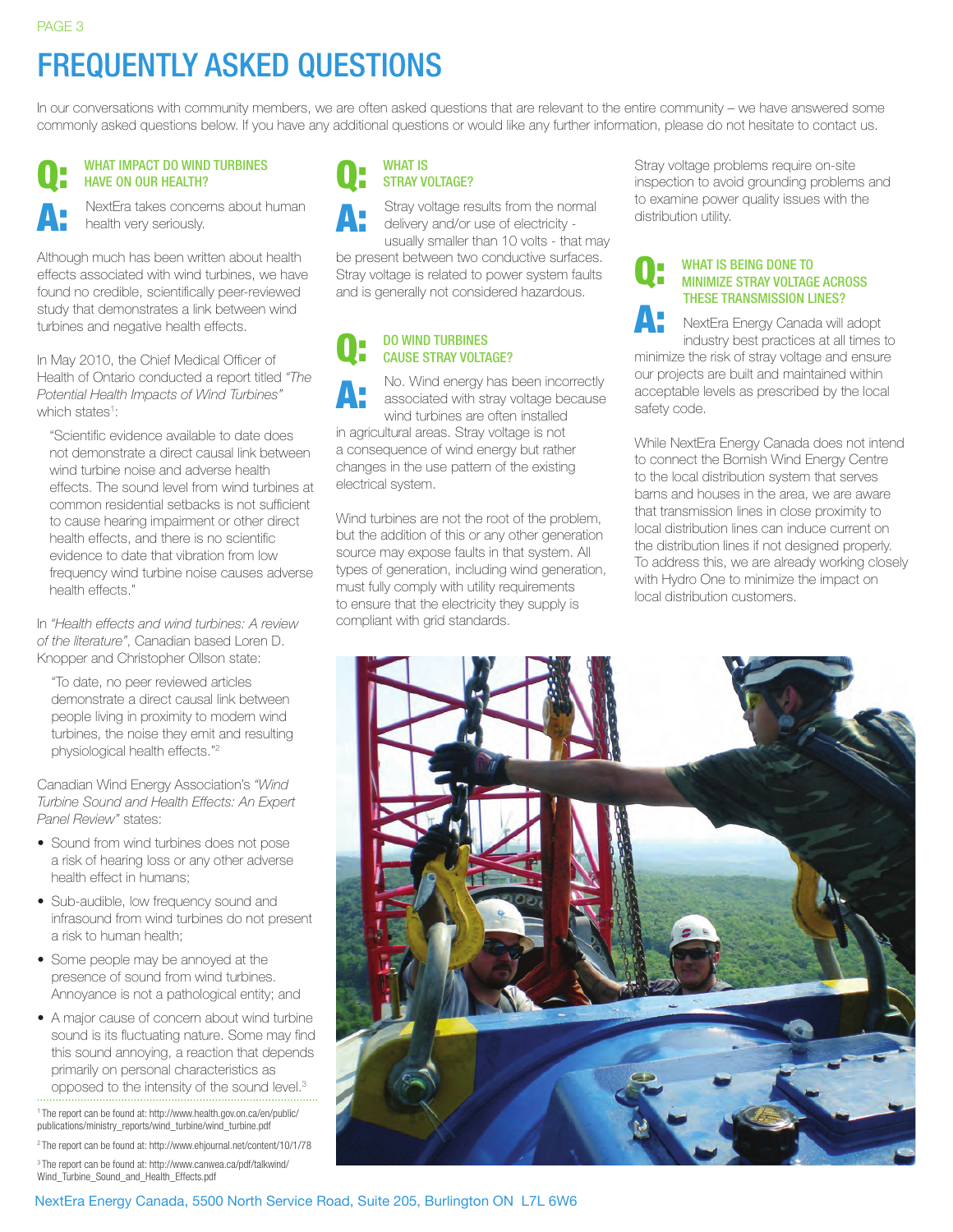# FREQUENTLY ASKED QUESTIONS

In our conversations with community members, we are often asked questions that are relevant to the entire community – we have answered some commonly asked questions below. If you have any additional questions or would like any further information, please do not hesitate to contact us.

### Q: WHAT IMPACT DO WIND TURBINES HAVE ON OUR HEALTH?

**A:** NextEra takes concerns about human health very seriously.

Although much has been written about health effects associated with wind turbines, we have found no credible, scientifically peer-reviewed study that demonstrates a link between wind turbines and negative health effects.

In May 2010, the Chief Medical Officer of Health of Ontario conducted a report titled *"The Potential Health Impacts of Wind Turbines"* which states[1]:

> "Scientific evidence available to date does not demonstrate a direct causal link between wind turbine noise and adverse health effects. The sound level from wind turbines at common residential setbacks is not sufficient to cause hearing impairment or other direct health effects, and there is no scientific evidence to date that vibration from low frequency wind turbine noise causes adverse health effects."

In *"Health effects and wind turbines: A review of the literature"*, Canadian based Loren D. Knopper and Christopher Ollson state:

> "To date, no peer reviewed articles demonstrate a direct causal link between people living in proximity to modern wind turbines, the noise they emit and resulting physiological health effects."[2]

Canadian Wind Energy Association's *"Wind Turbine Sound and Health Effects: An Expert Panel Review"* states:

- Sound from wind turbines does not pose a risk of hearing loss or any other adverse health effect in humans;
- Sub-audible, low frequency sound and infrasound from wind turbines do not present a risk to human health;
- Some people may be annoyed at the presence of sound from wind turbines. Annoyance is not a pathological entity; and
- A major cause of concern about wind turbine sound is its fluctuating nature. Some may find this sound annoying, a reaction that depends primarily on personal characteristics as opposed to the intensity of the sound level.[3]

[1] The report can be found at: http://www.health.gov.on.ca/en/public/publications/ministry_reports/wind_turbine/wind_turbine.pdf

[2] The report can be found at: http://www.ehjournal.net/content/10/1/78

[3] The report can be found at: http://www.canwea.ca/pdf/talkwind/Wind_Turbine_Sound_and_Health_Effects.pdf

### Q: WHAT IS STRAY VOLTAGE?

**A:** Stray voltage results from the normal delivery and/or use of electricity - usually smaller than 10 volts - that may be present between two conductive surfaces. Stray voltage is related to power system faults and is generally not considered hazardous.

### Q: DO WIND TURBINES CAUSE STRAY VOLTAGE?

**A:** No. Wind energy has been incorrectly associated with stray voltage because wind turbines are often installed in agricultural areas. Stray voltage is not a consequence of wind energy but rather changes in the use pattern of the existing electrical system.

Wind turbines are not the root of the problem, but the addition of this or any other generation source may expose faults in that system. All types of generation, including wind generation, must fully comply with utility requirements to ensure that the electricity they supply is compliant with grid standards.

Stray voltage problems require on-site inspection to avoid grounding problems and to examine power quality issues with the distribution utility.

### Q: WHAT IS BEING DONE TO MINIMIZE STRAY VOLTAGE ACROSS THESE TRANSMISSION LINES?

**A:** NextEra Energy Canada will adopt industry best practices at all times to minimize the risk of stray voltage and ensure our projects are built and maintained within acceptable levels as prescribed by the local safety code.

While NextEra Energy Canada does not intend to connect the Bornish Wind Energy Centre to the local distribution system that serves barns and houses in the area, we are aware that transmission lines in close proximity to local distribution lines can induce current on the distribution lines if not designed properly. To address this, we are already working closely with Hydro One to minimize the impact on local distribution customers.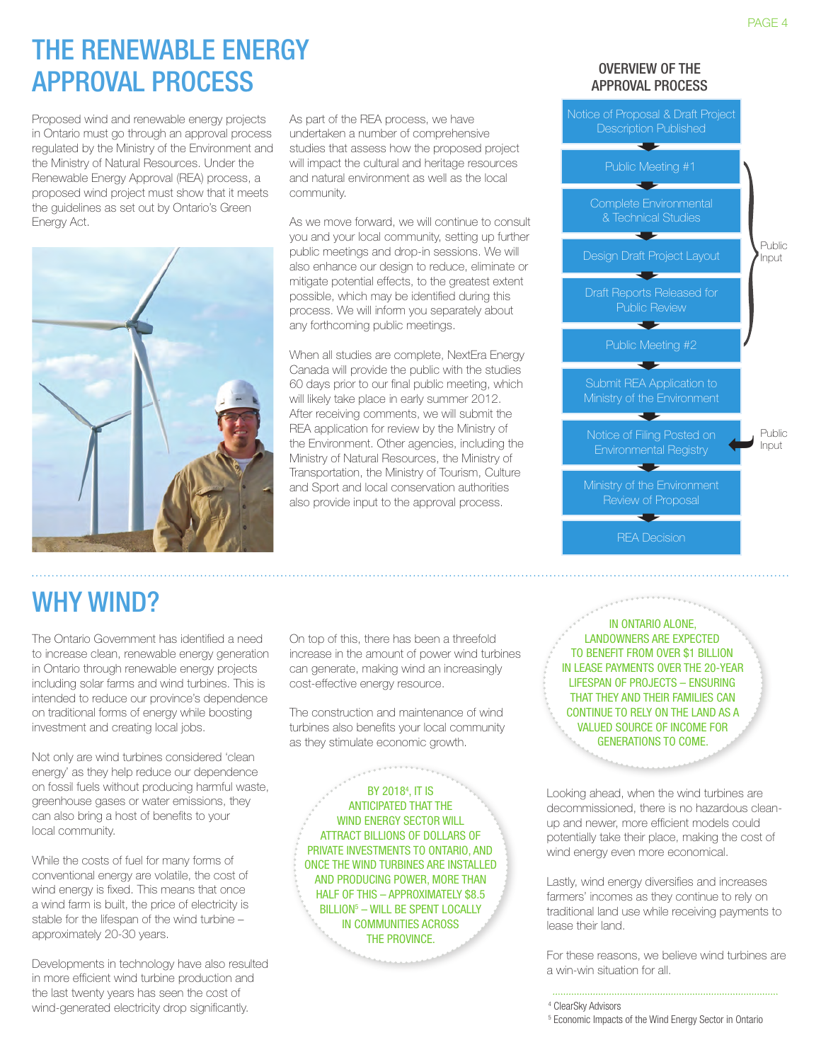# THE RENEWABLE ENERGY APPROVAL PROCESS

Proposed wind and renewable energy projects in Ontario must go through an approval process regulated by the Ministry of the Environment and the Ministry of Natural Resources. Under the Renewable Energy Approval (REA) process, a proposed wind project must show that it meets the guidelines as set out by Ontario's Green Energy Act.

As part of the REA process, we have undertaken a number of comprehensive studies that assess how the proposed project will impact the cultural and heritage resources and natural environment as well as the local community.

As we move forward, we will continue to consult you and your local community, setting up further public meetings and drop-in sessions. We will also enhance our design to reduce, eliminate or mitigate potential effects, to the greatest extent possible, which may be identified during this process. We will inform you separately about any forthcoming public meetings.

When all studies are complete, NextEra Energy Canada will provide the public with the studies 60 days prior to our final public meeting, which will likely take place in early summer 2012. After receiving comments, we will submit the REA application for review by the Ministry of the Environment. Other agencies, including the Ministry of Natural Resources, the Ministry of Transportation, the Ministry of Tourism, Culture and Sport and local conservation authorities also provide input to the approval process.

### OVERVIEW OF THE APPROVAL PROCESS

Notice of Proposal & Draft Project Description Published

Public Meeting #1

Complete Environmental & Technical Studies

Design Draft Project Layout

Draft Reports Released for Public Review

Public Meeting #2

Submit REA Application to Ministry of the Environment

Notice of Filing Posted on Environmental Registry

Ministry of the Environment Review of Proposal

REA Decision

Public Input

Public Input

# WHY WIND?

The Ontario Government has identified a need to increase clean, renewable energy generation in Ontario through renewable energy projects including solar farms and wind turbines. This is intended to reduce our province's dependence on traditional forms of energy while boosting investment and creating local jobs.

Not only are wind turbines considered 'clean energy' as they help reduce our dependence on fossil fuels without producing harmful waste, greenhouse gases or water emissions, they can also bring a host of benefits to your local community.

While the costs of fuel for many forms of conventional energy are volatile, the cost of wind energy is fixed. This means that once a wind farm is built, the price of electricity is stable for the lifespan of the wind turbine – approximately 20-30 years.

Developments in technology have also resulted in more efficient wind turbine production and the last twenty years has seen the cost of wind-generated electricity drop significantly.

On top of this, there has been a threefold increase in the amount of power wind turbines can generate, making wind an increasingly cost-effective energy resource.

The construction and maintenance of wind turbines also benefits your local community as they stimulate economic growth.

BY 2018[4], IT IS ANTICIPATED THAT THE WIND ENERGY SECTOR WILL ATTRACT BILLIONS OF DOLLARS OF PRIVATE INVESTMENTS TO ONTARIO, AND ONCE THE WIND TURBINES ARE INSTALLED AND PRODUCING POWER, MORE THAN HALF OF THIS – APPROXIMATELY $8.5 BILLION[5] – WILL BE SPENT LOCALLY IN COMMUNITIES ACROSS THE PROVINCE.

IN ONTARIO ALONE, LANDOWNERS ARE EXPECTED TO BENEFIT FROM OVER $1 BILLION IN LEASE PAYMENTS OVER THE 20-YEAR LIFESPAN OF PROJECTS – ENSURING THAT THEY AND THEIR FAMILIES CAN CONTINUE TO RELY ON THE LAND AS A VALUED SOURCE OF INCOME FOR GENERATIONS TO COME.

Looking ahead, when the wind turbines are decommissioned, there is no hazardous clean-up and newer, more efficient models could potentially take their place, making the cost of wind energy even more economical.

Lastly, wind energy diversifies and increases farmers' incomes as they continue to rely on traditional land use while receiving payments to lease their land.

For these reasons, we believe wind turbines are a win-win situation for all.

[4] ClearSky Advisors

[5] Economic Impacts of the Wind Energy Sector in Ontario